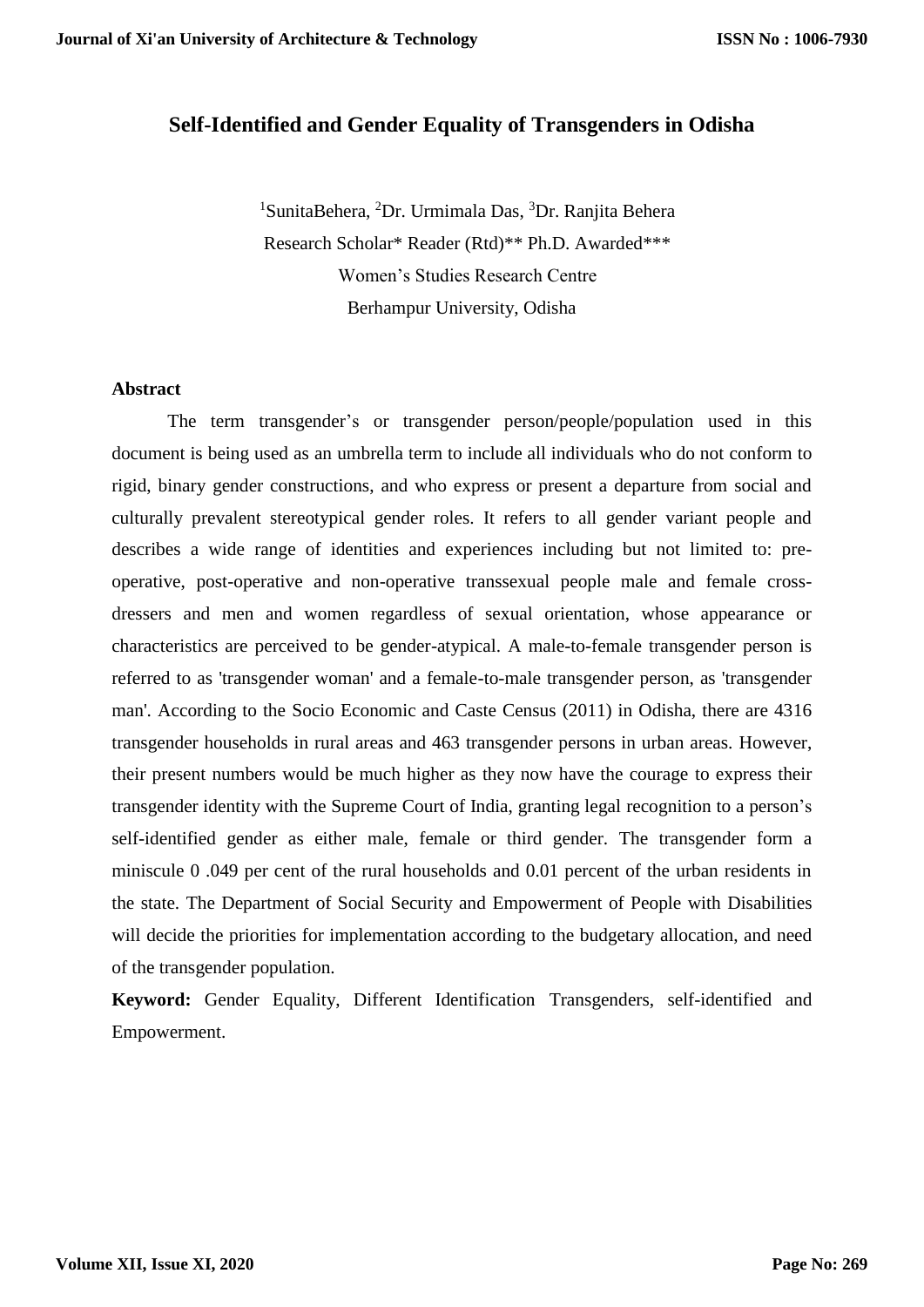# Self-Identified and Gender Equality of Transgenders in Odisha

[1]SunitaBehera, [2]Dr. Urmimala Das, [3]Dr. Ranjita Behera

Research Scholar* Reader (Rtd)** Ph.D. Awarded***

Women's Studies Research Centre

Berhampur University, Odisha

## Abstract

The term transgender's or transgender person/people/population used in this document is being used as an umbrella term to include all individuals who do not conform to rigid, binary gender constructions, and who express or present a departure from social and culturally prevalent stereotypical gender roles. It refers to all gender variant people and describes a wide range of identities and experiences including but not limited to: pre-operative, post-operative and non-operative transsexual people male and female cross-dressers and men and women regardless of sexual orientation, whose appearance or characteristics are perceived to be gender-atypical. A male-to-female transgender person is referred to as 'transgender woman' and a female-to-male transgender person, as 'transgender man'. According to the Socio Economic and Caste Census (2011) in Odisha, there are 4316 transgender households in rural areas and 463 transgender persons in urban areas. However, their present numbers would be much higher as they now have the courage to express their transgender identity with the Supreme Court of India, granting legal recognition to a person's self-identified gender as either male, female or third gender. The transgender form a miniscule 0 .049 per cent of the rural households and 0.01 percent of the urban residents in the state. The Department of Social Security and Empowerment of People with Disabilities will decide the priorities for implementation according to the budgetary allocation, and need of the transgender population.

**Keyword:** Gender Equality, Different Identification Transgenders, self-identified and Empowerment.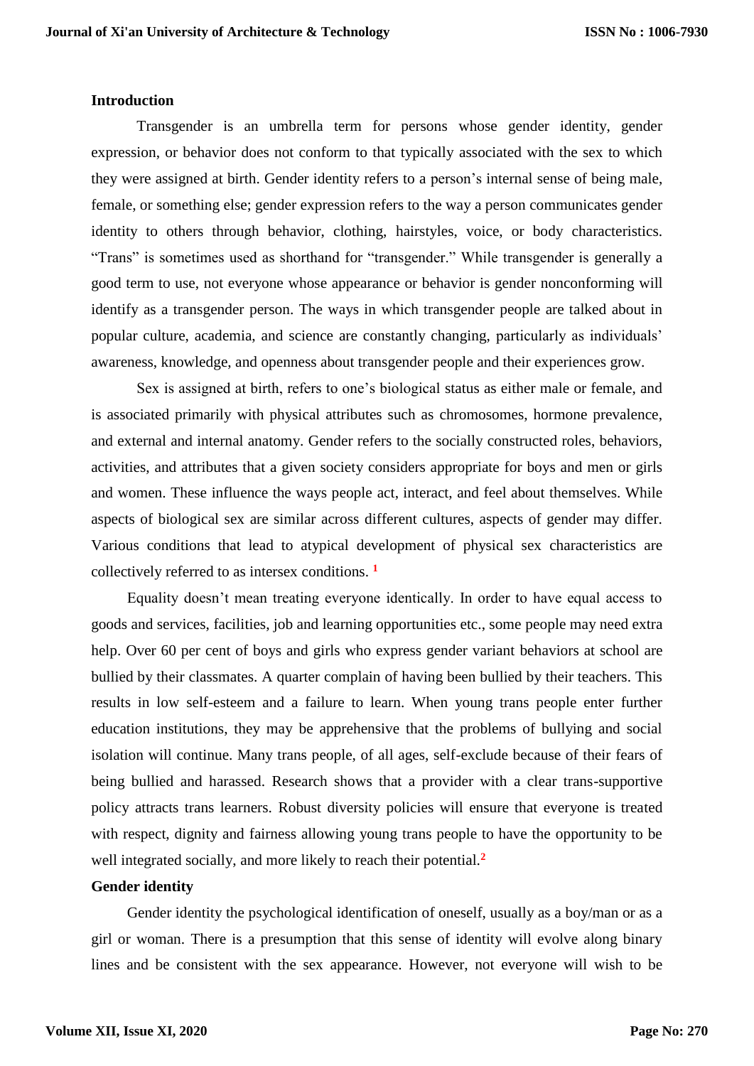## Introduction

Transgender is an umbrella term for persons whose gender identity, gender expression, or behavior does not conform to that typically associated with the sex to which they were assigned at birth. Gender identity refers to a person's internal sense of being male, female, or something else; gender expression refers to the way a person communicates gender identity to others through behavior, clothing, hairstyles, voice, or body characteristics. "Trans" is sometimes used as shorthand for "transgender." While transgender is generally a good term to use, not everyone whose appearance or behavior is gender nonconforming will identify as a transgender person. The ways in which transgender people are talked about in popular culture, academia, and science are constantly changing, particularly as individuals' awareness, knowledge, and openness about transgender people and their experiences grow.

Sex is assigned at birth, refers to one's biological status as either male or female, and is associated primarily with physical attributes such as chromosomes, hormone prevalence, and external and internal anatomy. Gender refers to the socially constructed roles, behaviors, activities, and attributes that a given society considers appropriate for boys and men or girls and women. These influence the ways people act, interact, and feel about themselves. While aspects of biological sex are similar across different cultures, aspects of gender may differ. Various conditions that lead to atypical development of physical sex characteristics are collectively referred to as intersex conditions. [1]

Equality doesn't mean treating everyone identically. In order to have equal access to goods and services, facilities, job and learning opportunities etc., some people may need extra help. Over 60 per cent of boys and girls who express gender variant behaviors at school are bullied by their classmates. A quarter complain of having been bullied by their teachers. This results in low self-esteem and a failure to learn. When young trans people enter further education institutions, they may be apprehensive that the problems of bullying and social isolation will continue. Many trans people, of all ages, self-exclude because of their fears of being bullied and harassed. Research shows that a provider with a clear trans-supportive policy attracts trans learners. Robust diversity policies will ensure that everyone is treated with respect, dignity and fairness allowing young trans people to have the opportunity to be well integrated socially, and more likely to reach their potential.[2]

## Gender identity

Gender identity the psychological identification of oneself, usually as a boy/man or as a girl or woman. There is a presumption that this sense of identity will evolve along binary lines and be consistent with the sex appearance. However, not everyone will wish to be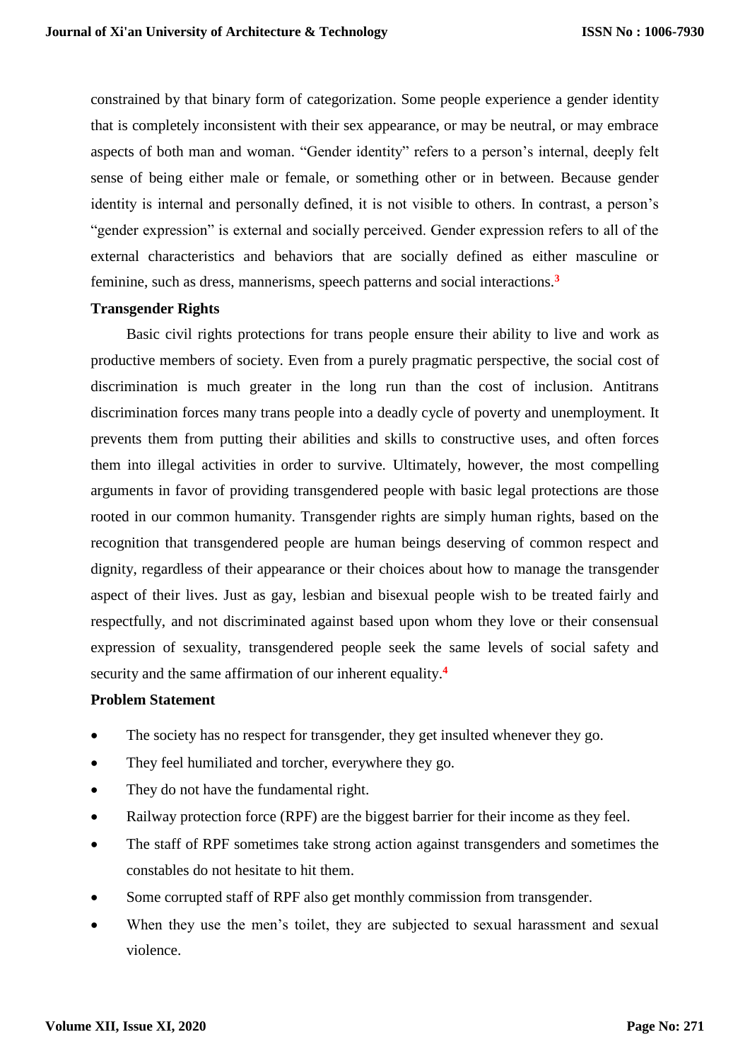constrained by that binary form of categorization. Some people experience a gender identity that is completely inconsistent with their sex appearance, or may be neutral, or may embrace aspects of both man and woman. "Gender identity" refers to a person's internal, deeply felt sense of being either male or female, or something other or in between. Because gender identity is internal and personally defined, it is not visible to others. In contrast, a person's "gender expression" is external and socially perceived. Gender expression refers to all of the external characteristics and behaviors that are socially defined as either masculine or feminine, such as dress, mannerisms, speech patterns and social interactions.[3]

**Transgender Rights**

Basic civil rights protections for trans people ensure their ability to live and work as productive members of society. Even from a purely pragmatic perspective, the social cost of discrimination is much greater in the long run than the cost of inclusion. Antitrans discrimination forces many trans people into a deadly cycle of poverty and unemployment. It prevents them from putting their abilities and skills to constructive uses, and often forces them into illegal activities in order to survive. Ultimately, however, the most compelling arguments in favor of providing transgendered people with basic legal protections are those rooted in our common humanity. Transgender rights are simply human rights, based on the recognition that transgendered people are human beings deserving of common respect and dignity, regardless of their appearance or their choices about how to manage the transgender aspect of their lives. Just as gay, lesbian and bisexual people wish to be treated fairly and respectfully, and not discriminated against based upon whom they love or their consensual expression of sexuality, transgendered people seek the same levels of social safety and security and the same affirmation of our inherent equality.[4]

**Problem Statement**

- The society has no respect for transgender, they get insulted whenever they go.
- They feel humiliated and torcher, everywhere they go.
- They do not have the fundamental right.
- Railway protection force (RPF) are the biggest barrier for their income as they feel.
- The staff of RPF sometimes take strong action against transgenders and sometimes the constables do not hesitate to hit them.
- Some corrupted staff of RPF also get monthly commission from transgender.
- When they use the men's toilet, they are subjected to sexual harassment and sexual violence.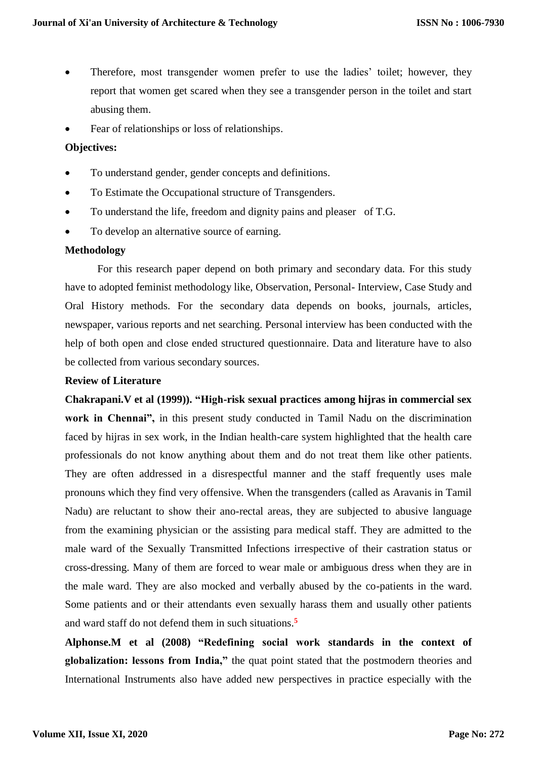- Therefore, most transgender women prefer to use the ladies' toilet; however, they report that women get scared when they see a transgender person in the toilet and start abusing them.
- Fear of relationships or loss of relationships.

**Objectives:**

- To understand gender, gender concepts and definitions.
- To Estimate the Occupational structure of Transgenders.
- To understand the life, freedom and dignity pains and pleaser of T.G.
- To develop an alternative source of earning.

**Methodology**

For this research paper depend on both primary and secondary data. For this study have to adopted feminist methodology like, Observation, Personal- Interview, Case Study and Oral History methods. For the secondary data depends on books, journals, articles, newspaper, various reports and net searching. Personal interview has been conducted with the help of both open and close ended structured questionnaire. Data and literature have to also be collected from various secondary sources.

**Review of Literature**

**Chakrapani.V et al (1999)). "High-risk sexual practices among hijras in commercial sex work in Chennai",** in this present study conducted in Tamil Nadu on the discrimination faced by hijras in sex work, in the Indian health-care system highlighted that the health care professionals do not know anything about them and do not treat them like other patients. They are often addressed in a disrespectful manner and the staff frequently uses male pronouns which they find very offensive. When the transgenders (called as Aravanis in Tamil Nadu) are reluctant to show their ano-rectal areas, they are subjected to abusive language from the examining physician or the assisting para medical staff. They are admitted to the male ward of the Sexually Transmitted Infections irrespective of their castration status or cross-dressing. Many of them are forced to wear male or ambiguous dress when they are in the male ward. They are also mocked and verbally abused by the co-patients in the ward. Some patients and or their attendants even sexually harass them and usually other patients and ward staff do not defend them in such situations.[5]

**Alphonse.M et al (2008) "Redefining social work standards in the context of globalization: lessons from India,"** the quat point stated that the postmodern theories and International Instruments also have added new perspectives in practice especially with the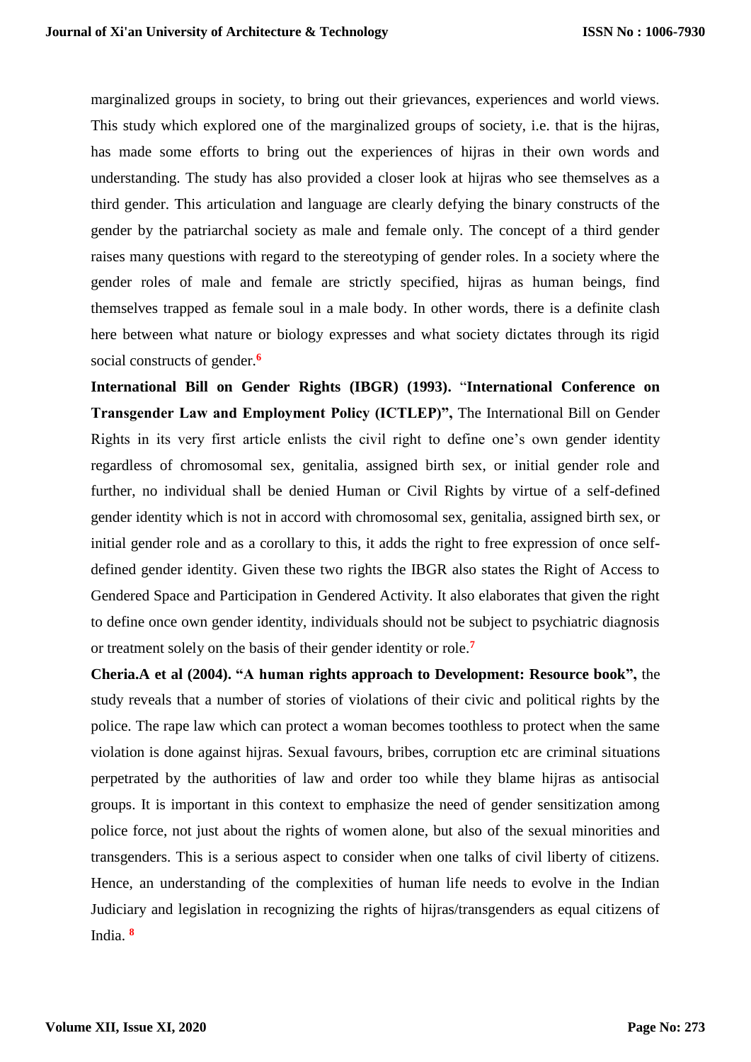marginalized groups in society, to bring out their grievances, experiences and world views. This study which explored one of the marginalized groups of society, i.e. that is the hijras, has made some efforts to bring out the experiences of hijras in their own words and understanding. The study has also provided a closer look at hijras who see themselves as a third gender. This articulation and language are clearly defying the binary constructs of the gender by the patriarchal society as male and female only. The concept of a third gender raises many questions with regard to the stereotyping of gender roles. In a society where the gender roles of male and female are strictly specified, hijras as human beings, find themselves trapped as female soul in a male body. In other words, there is a definite clash here between what nature or biology expresses and what society dictates through its rigid social constructs of gender.[6]

**International Bill on Gender Rights (IBGR) (1993).** "**International Conference on Transgender Law and Employment Policy (ICTLEP)",** The International Bill on Gender Rights in its very first article enlists the civil right to define one's own gender identity regardless of chromosomal sex, genitalia, assigned birth sex, or initial gender role and further, no individual shall be denied Human or Civil Rights by virtue of a self-defined gender identity which is not in accord with chromosomal sex, genitalia, assigned birth sex, or initial gender role and as a corollary to this, it adds the right to free expression of once self-defined gender identity. Given these two rights the IBGR also states the Right of Access to Gendered Space and Participation in Gendered Activity. It also elaborates that given the right to define once own gender identity, individuals should not be subject to psychiatric diagnosis or treatment solely on the basis of their gender identity or role.[7]

**Cheria.A et al (2004). "A human rights approach to Development: Resource book",** the study reveals that a number of stories of violations of their civic and political rights by the police. The rape law which can protect a woman becomes toothless to protect when the same violation is done against hijras. Sexual favours, bribes, corruption etc are criminal situations perpetrated by the authorities of law and order too while they blame hijras as antisocial groups. It is important in this context to emphasize the need of gender sensitization among police force, not just about the rights of women alone, but also of the sexual minorities and transgenders. This is a serious aspect to consider when one talks of civil liberty of citizens. Hence, an understanding of the complexities of human life needs to evolve in the Indian Judiciary and legislation in recognizing the rights of hijras/transgenders as equal citizens of India. [8]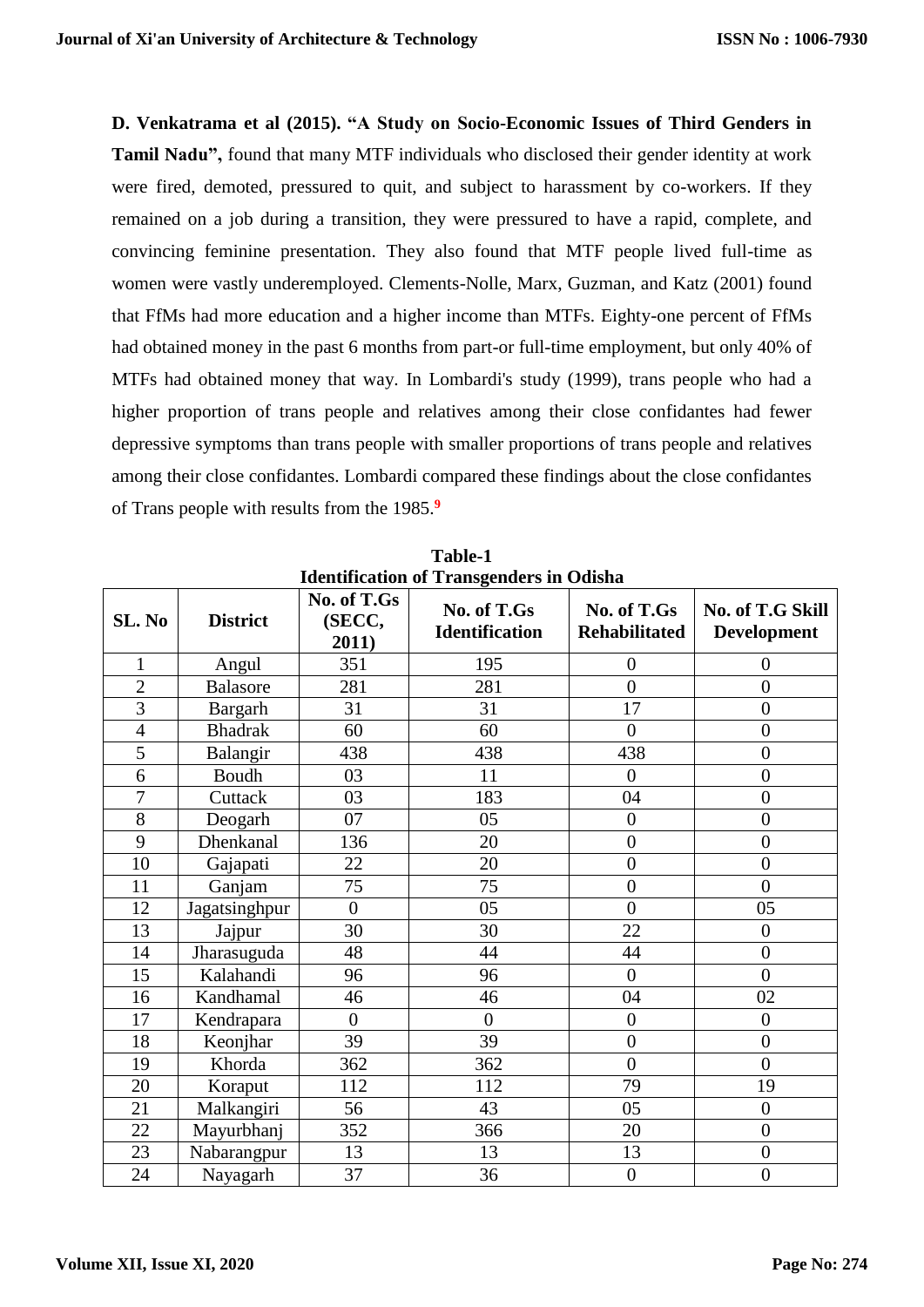**D. Venkatrama et al (2015). "A Study on Socio-Economic Issues of Third Genders in Tamil Nadu",** found that many MTF individuals who disclosed their gender identity at work were fired, demoted, pressured to quit, and subject to harassment by co-workers. If they remained on a job during a transition, they were pressured to have a rapid, complete, and convincing feminine presentation. They also found that MTF people lived full-time as women were vastly underemployed. Clements-Nolle, Marx, Guzman, and Katz (2001) found that FfMs had more education and a higher income than MTFs. Eighty-one percent of FfMs had obtained money in the past 6 months from part-or full-time employment, but only 40% of MTFs had obtained money that way. In Lombardi's study (1999), trans people who had a higher proportion of trans people and relatives among their close confidantes had fewer depressive symptoms than trans people with smaller proportions of trans people and relatives among their close confidantes. Lombardi compared these findings about the close confidantes of Trans people with results from the 1985.[9]

**Table-1**
**Identification of Transgenders in Odisha**

| SL. No | District | No. of T.Gs (SECC, 2011) | No. of T.Gs Identification | No. of T.Gs Rehabilitated | No. of T.G Skill Development |
|---|---|---|---|---|---|
| 1 | Angul | 351 | 195 | 0 | 0 |
| 2 | Balasore | 281 | 281 | 0 | 0 |
| 3 | Bargarh | 31 | 31 | 17 | 0 |
| 4 | Bhadrak | 60 | 60 | 0 | 0 |
| 5 | Balangir | 438 | 438 | 438 | 0 |
| 6 | Boudh | 03 | 11 | 0 | 0 |
| 7 | Cuttack | 03 | 183 | 04 | 0 |
| 8 | Deogarh | 07 | 05 | 0 | 0 |
| 9 | Dhenkanal | 136 | 20 | 0 | 0 |
| 10 | Gajapati | 22 | 20 | 0 | 0 |
| 11 | Ganjam | 75 | 75 | 0 | 0 |
| 12 | Jagatsinghpur | 0 | 05 | 0 | 05 |
| 13 | Jajpur | 30 | 30 | 22 | 0 |
| 14 | Jharasuguda | 48 | 44 | 44 | 0 |
| 15 | Kalahandi | 96 | 96 | 0 | 0 |
| 16 | Kandhamal | 46 | 46 | 04 | 02 |
| 17 | Kendrapara | 0 | 0 | 0 | 0 |
| 18 | Keonjhar | 39 | 39 | 0 | 0 |
| 19 | Khorda | 362 | 362 | 0 | 0 |
| 20 | Koraput | 112 | 112 | 79 | 19 |
| 21 | Malkangiri | 56 | 43 | 05 | 0 |
| 22 | Mayurbhanj | 352 | 366 | 20 | 0 |
| 23 | Nabarangpur | 13 | 13 | 13 | 0 |
| 24 | Nayagarh | 37 | 36 | 0 | 0 |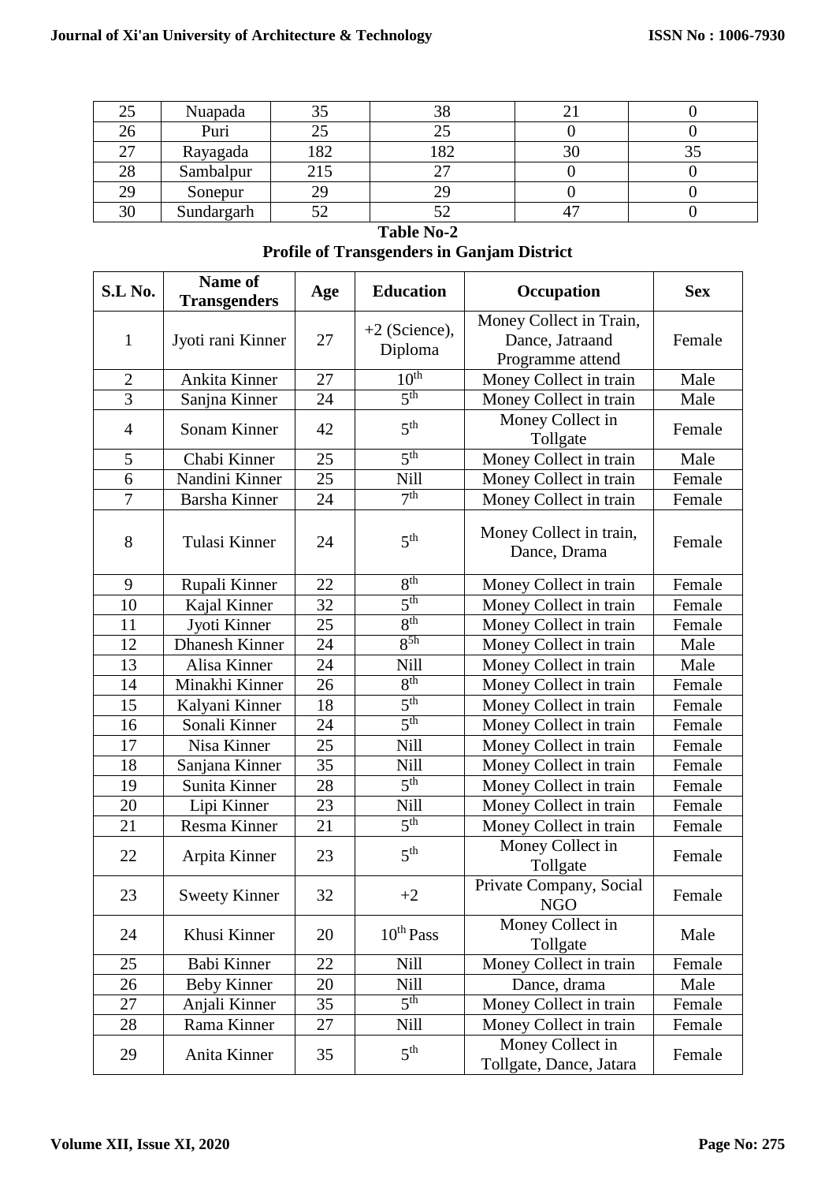| 25 | Nuapada | 35 | 38 | 21 | 0 |
|---|---|---|---|---|---|
| 26 | Puri | 25 | 25 | 0 | 0 |
| 27 | Rayagada | 182 | 182 | 30 | 35 |
| 28 | Sambalpur | 215 | 27 | 0 | 0 |
| 29 | Sonepur | 29 | 29 | 0 | 0 |
| 30 | Sundargarh | 52 | 52 | 47 | 0 |

**Table No-2**

**Profile of Transgenders in Ganjam District**

| S.L No. | Name of Transgenders | Age | Education | Occupation | Sex |
|---|---|---|---|---|---|
| 1 | Jyoti rani Kinner | 27 | +2 (Science), Diploma | Money Collect in Train, Dance, Jatraand Programme attend | Female |
| 2 | Ankita Kinner | 27 | 10$^{th}$ | Money Collect in train | Male |
| 3 | Sanjna Kinner | 24 | 5$^{th}$ | Money Collect in train | Male |
| 4 | Sonam Kinner | 42 | 5$^{th}$ | Money Collect in Tollgate | Female |
| 5 | Chabi Kinner | 25 | 5$^{th}$ | Money Collect in train | Male |
| 6 | Nandini Kinner | 25 | Nill | Money Collect in train | Female |
| 7 | Barsha Kinner | 24 | 7$^{th}$ | Money Collect in train | Female |
| 8 | Tulasi Kinner | 24 | 5$^{th}$ | Money Collect in train, Dance, Drama | Female |
| 9 | Rupali Kinner | 22 | 8$^{th}$ | Money Collect in train | Female |
| 10 | Kajal Kinner | 32 | 5$^{th}$ | Money Collect in train | Female |
| 11 | Jyoti Kinner | 25 | 8$^{th}$ | Money Collect in train | Female |
| 12 | Dhanesh Kinner | 24 | 8$^{5h}$ | Money Collect in train | Male |
| 13 | Alisa Kinner | 24 | Nill | Money Collect in train | Male |
| 14 | Minakhi Kinner | 26 | 8$^{th}$ | Money Collect in train | Female |
| 15 | Kalyani Kinner | 18 | 5$^{th}$ | Money Collect in train | Female |
| 16 | Sonali Kinner | 24 | 5$^{th}$ | Money Collect in train | Female |
| 17 | Nisa Kinner | 25 | Nill | Money Collect in train | Female |
| 18 | Sanjana Kinner | 35 | Nill | Money Collect in train | Female |
| 19 | Sunita Kinner | 28 | 5$^{th}$ | Money Collect in train | Female |
| 20 | Lipi Kinner | 23 | Nill | Money Collect in train | Female |
| 21 | Resma Kinner | 21 | 5$^{th}$ | Money Collect in train | Female |
| 22 | Arpita Kinner | 23 | 5$^{th}$ | Money Collect in Tollgate | Female |
| 23 | Sweety Kinner | 32 | +2 | Private Company, Social NGO | Female |
| 24 | Khusi Kinner | 20 | 10$^{th}$ Pass | Money Collect in Tollgate | Male |
| 25 | Babi Kinner | 22 | Nill | Money Collect in train | Female |
| 26 | Beby Kinner | 20 | Nill | Dance, drama | Male |
| 27 | Anjali Kinner | 35 | 5$^{th}$ | Money Collect in train | Female |
| 28 | Rama Kinner | 27 | Nill | Money Collect in train | Female |
| 29 | Anita Kinner | 35 | 5$^{th}$ | Money Collect in Tollgate, Dance, Jatara | Female |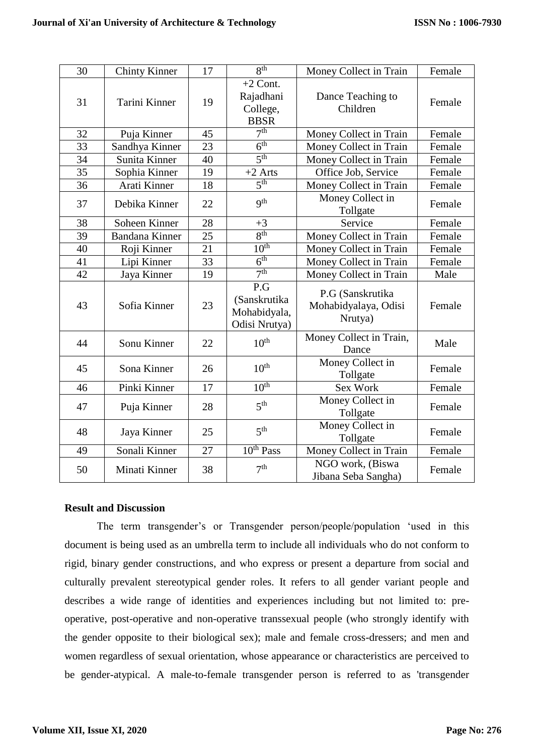| 30 | Chinty Kinner | 17 | 8th | Money Collect in Train | Female |
|---|---|---|---|---|---|
| 31 | Tarini Kinner | 19 | +2 Cont. Rajadhani College, BBSR | Dance Teaching to Children | Female |
| 32 | Puja Kinner | 45 | 7th | Money Collect in Train | Female |
| 33 | Sandhya Kinner | 23 | 6th | Money Collect in Train | Female |
| 34 | Sunita Kinner | 40 | 5th | Money Collect in Train | Female |
| 35 | Sophia Kinner | 19 | +2 Arts | Office Job, Service | Female |
| 36 | Arati Kinner | 18 | 5th | Money Collect in Train | Female |
| 37 | Debika Kinner | 22 | 9th | Money Collect in Tollgate | Female |
| 38 | Soheen Kinner | 28 | +3 | Service | Female |
| 39 | Bandana Kinner | 25 | 8th | Money Collect in Train | Female |
| 40 | Roji Kinner | 21 | 10th | Money Collect in Train | Female |
| 41 | Lipi Kinner | 33 | 6th | Money Collect in Train | Female |
| 42 | Jaya Kinner | 19 | 7th | Money Collect in Train | Male |
| 43 | Sofia Kinner | 23 | P.G (Sanskrutika Mohabidyala, Odisi Nrutya) | P.G (Sanskrutika Mohabidyalaya, Odisi Nrutya) | Female |
| 44 | Sonu Kinner | 22 | 10th | Money Collect in Train, Dance | Male |
| 45 | Sona Kinner | 26 | 10th | Money Collect in Tollgate | Female |
| 46 | Pinki Kinner | 17 | 10th | Sex Work | Female |
| 47 | Puja Kinner | 28 | 5th | Money Collect in Tollgate | Female |
| 48 | Jaya Kinner | 25 | 5th | Money Collect in Tollgate | Female |
| 49 | Sonali Kinner | 27 | 10th Pass | Money Collect in Train | Female |
| 50 | Minati Kinner | 38 | 7th | NGO work, (Biswa Jibana Seba Sangha) | Female |

### Result and Discussion

The term transgender's or Transgender person/people/population 'used in this document is being used as an umbrella term to include all individuals who do not conform to rigid, binary gender constructions, and who express or present a departure from social and culturally prevalent stereotypical gender roles. It refers to all gender variant people and describes a wide range of identities and experiences including but not limited to: pre-operative, post-operative and non-operative transsexual people (who strongly identify with the gender opposite to their biological sex); male and female cross-dressers; and men and women regardless of sexual orientation, whose appearance or characteristics are perceived to be gender-atypical. A male-to-female transgender person is referred to as 'transgender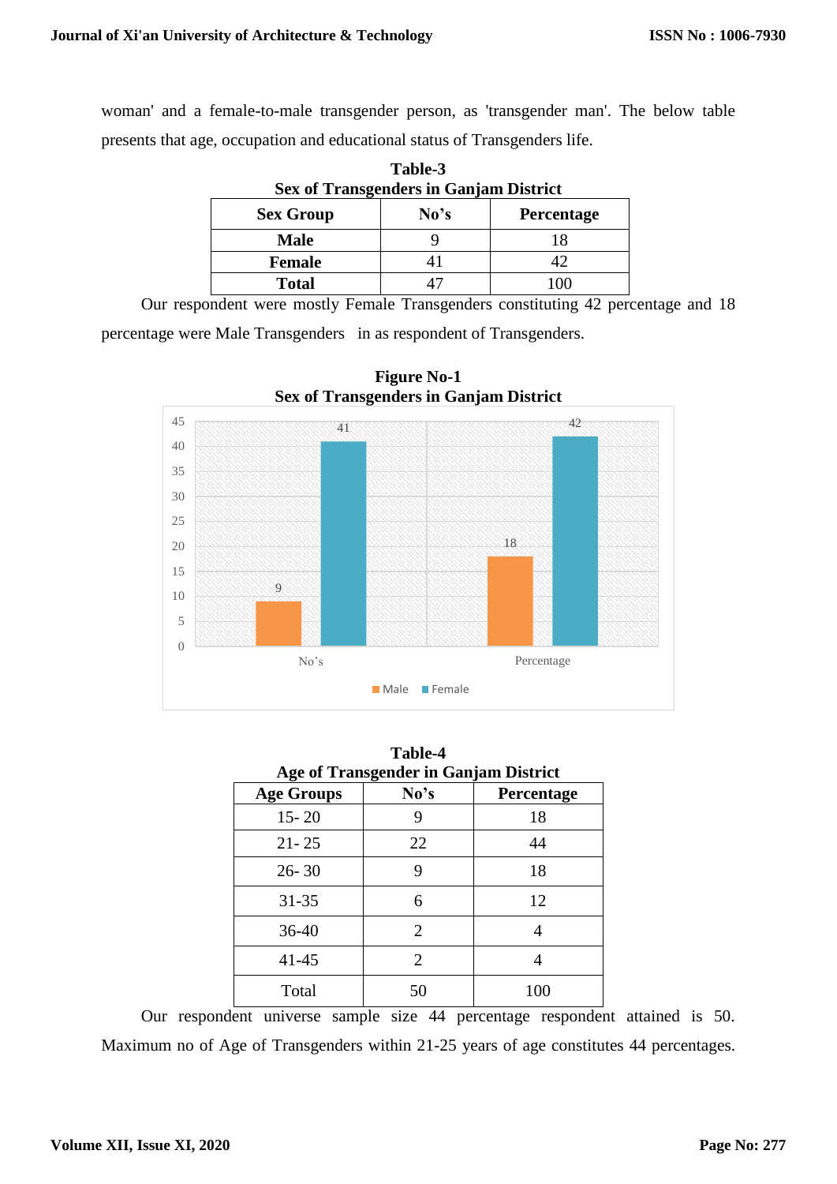woman' and a female-to-male transgender person, as 'transgender man'. The below table presents that age, occupation and educational status of Transgenders life.

**Table-3**
**Sex of Transgenders in Ganjam District**

| Sex Group | No's | Percentage |
|---|---|---|
| **Male** | 9 | 18 |
| **Female** | 41 | 42 |
| **Total** | 47 | 100 |

Our respondent were mostly Female Transgenders constituting 42 percentage and 18 percentage were Male Transgenders in as respondent of Transgenders.

**Figure No-1**
**Sex of Transgenders in Ganjam District**

**Table-4**
**Age of Transgender in Ganjam District**

| Age Groups | No's | Percentage |
|---|---|---|
| 15- 20 | 9 | 18 |
| 21- 25 | 22 | 44 |
| 26- 30 | 9 | 18 |
| 31-35 | 6 | 12 |
| 36-40 | 2 | 4 |
| 41-45 | 2 | 4 |
| Total | 50 | 100 |

Our respondent universe sample size 44 percentage respondent attained is 50. Maximum no of Age of Transgenders within 21-25 years of age constitutes 44 percentages.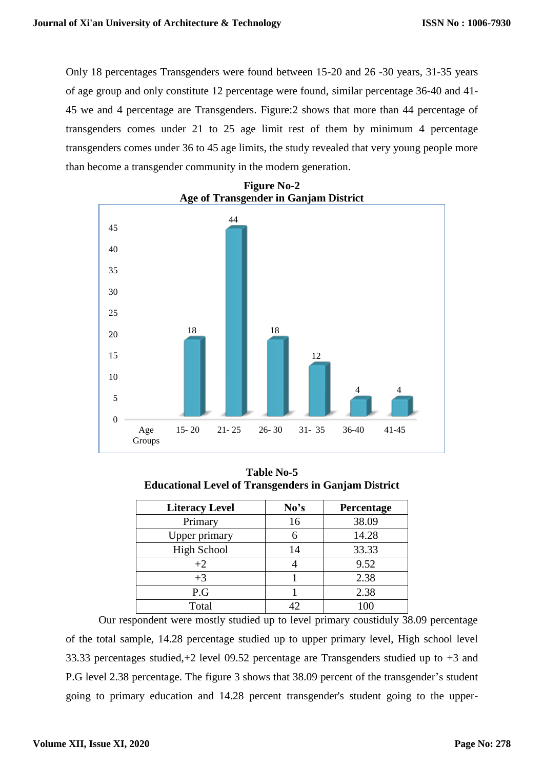Only 18 percentages Transgenders were found between 15-20 and 26 -30 years, 31-35 years of age group and only constitute 12 percentage were found, similar percentage 36-40 and 41-45 we and 4 percentage are Transgenders. Figure:2 shows that more than 44 percentage of transgenders comes under 21 to 25 age limit rest of them by minimum 4 percentage transgenders comes under 36 to 45 age limits, the study revealed that very young people more than become a transgender community in the modern generation.

**Figure No-2**
**Age of Transgender in Ganjam District**

| Age Groups | 15- 20 | 21- 25 | 26- 30 | 31- 35 | 36-40 | 41-45 |
|---|---|---|---|---|---|---|
| | 18 | 44 | 18 | 12 | 4 | 4 |

**Table No-5**
**Educational Level of Transgenders in Ganjam District**

| Literacy Level | No's | Percentage |
|---|---|---|
| Primary | 16 | 38.09 |
| Upper primary | 6 | 14.28 |
| High School | 14 | 33.33 |
| +2 | 4 | 9.52 |
| +3 | 1 | 2.38 |
| P.G | 1 | 2.38 |
| Total | 42 | 100 |

Our respondent were mostly studied up to level primary coustiudly 38.09 percentage of the total sample, 14.28 percentage studied up to upper primary level, High school level 33.33 percentages studied,+2 level 09.52 percentage are Transgenders studied up to +3 and P.G level 2.38 percentage. The figure 3 shows that 38.09 percent of the transgender's student going to primary education and 14.28 percent transgender's student going to the upper-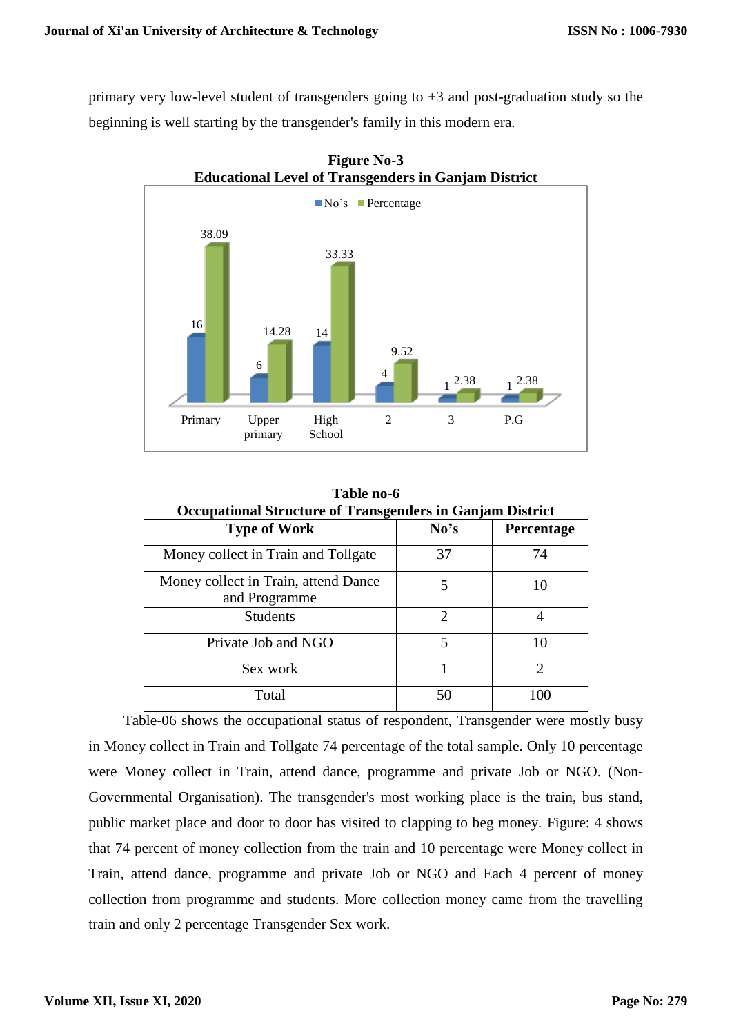primary very low-level student of transgenders going to +3 and post-graduation study so the beginning is well starting by the transgender's family in this modern era.

**Figure No-3**
**Educational Level of Transgenders in Ganjam District**

| | Primary | Upper primary | High School | 2 | 3 | P.G |
|---|---|---|---|---|---|---|
| No's | 16 | 6 | 14 | 4 | 1 | 1 |
| Percentage | 38.09 | 14.28 | 33.33 | 9.52 | 2.38 | 2.38 |

**Table no-6**
**Occupational Structure of Transgenders in Ganjam District**

| Type of Work | No's | Percentage |
|---|---|---|
| Money collect in Train and Tollgate | 37 | 74 |
| Money collect in Train, attend Dance and Programme | 5 | 10 |
| Students | 2 | 4 |
| Private Job and NGO | 5 | 10 |
| Sex work | 1 | 2 |
| Total | 50 | 100 |

Table-06 shows the occupational status of respondent, Transgender were mostly busy in Money collect in Train and Tollgate 74 percentage of the total sample. Only 10 percentage were Money collect in Train, attend dance, programme and private Job or NGO. (Non-Governmental Organisation). The transgender's most working place is the train, bus stand, public market place and door to door has visited to clapping to beg money. Figure: 4 shows that 74 percent of money collection from the train and 10 percentage were Money collect in Train, attend dance, programme and private Job or NGO and Each 4 percent of money collection from programme and students. More collection money came from the travelling train and only 2 percentage Transgender Sex work.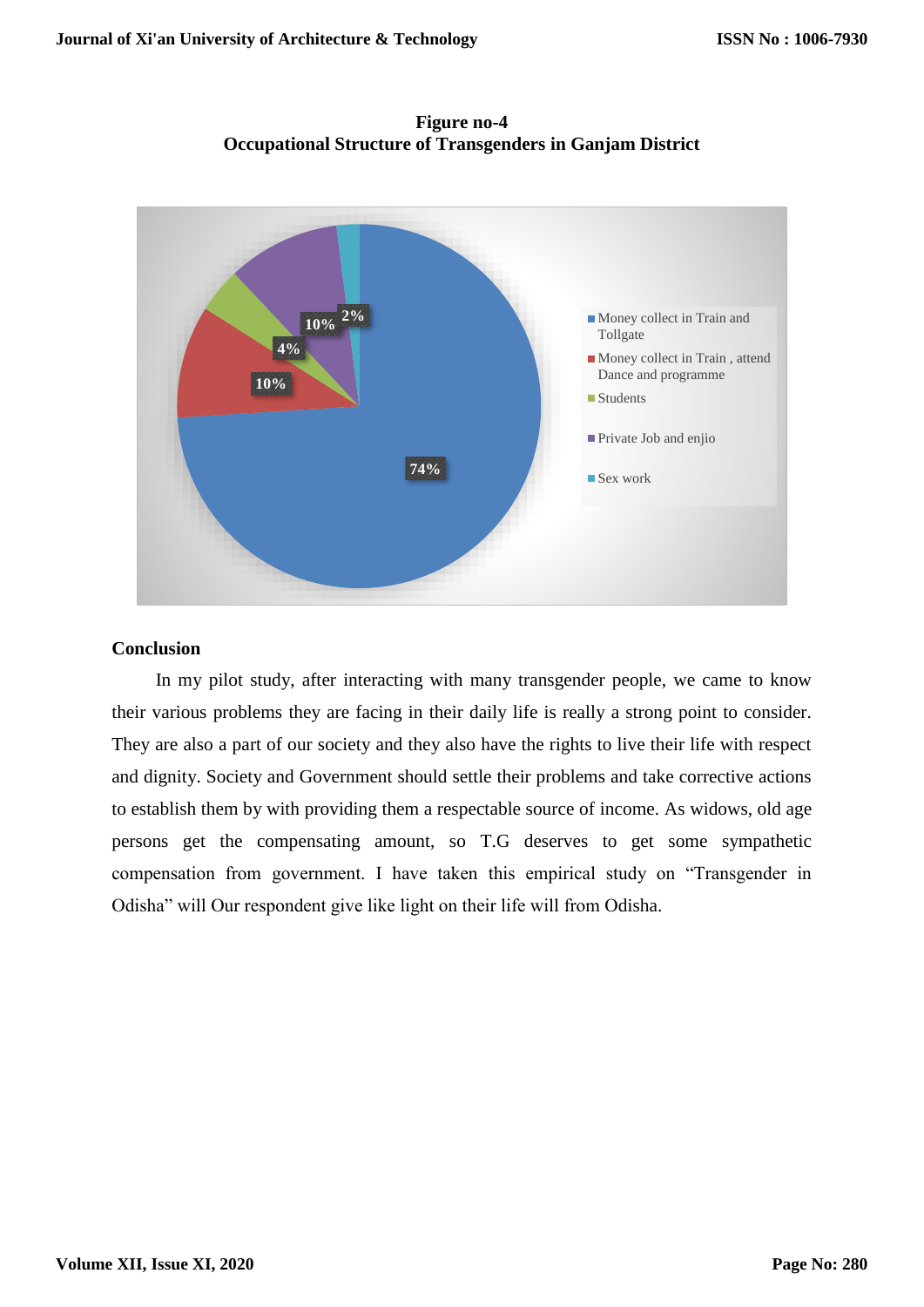**Figure no-4**
**Occupational Structure of Transgenders in Ganjam District**

| Occupation | Percentage |
|---|---|
| Money collect in Train and Tollgate | 74% |
| Money collect in Train , attend Dance and programme | 10% |
| Students | 4% |
| Private Job and enjio | 10% |
| Sex work | 2% |

## Conclusion

In my pilot study, after interacting with many transgender people, we came to know their various problems they are facing in their daily life is really a strong point to consider. They are also a part of our society and they also have the rights to live their life with respect and dignity. Society and Government should settle their problems and take corrective actions to establish them by with providing them a respectable source of income. As widows, old age persons get the compensating amount, so T.G deserves to get some sympathetic compensation from government. I have taken this empirical study on "Transgender in Odisha" will Our respondent give like light on their life will from Odisha.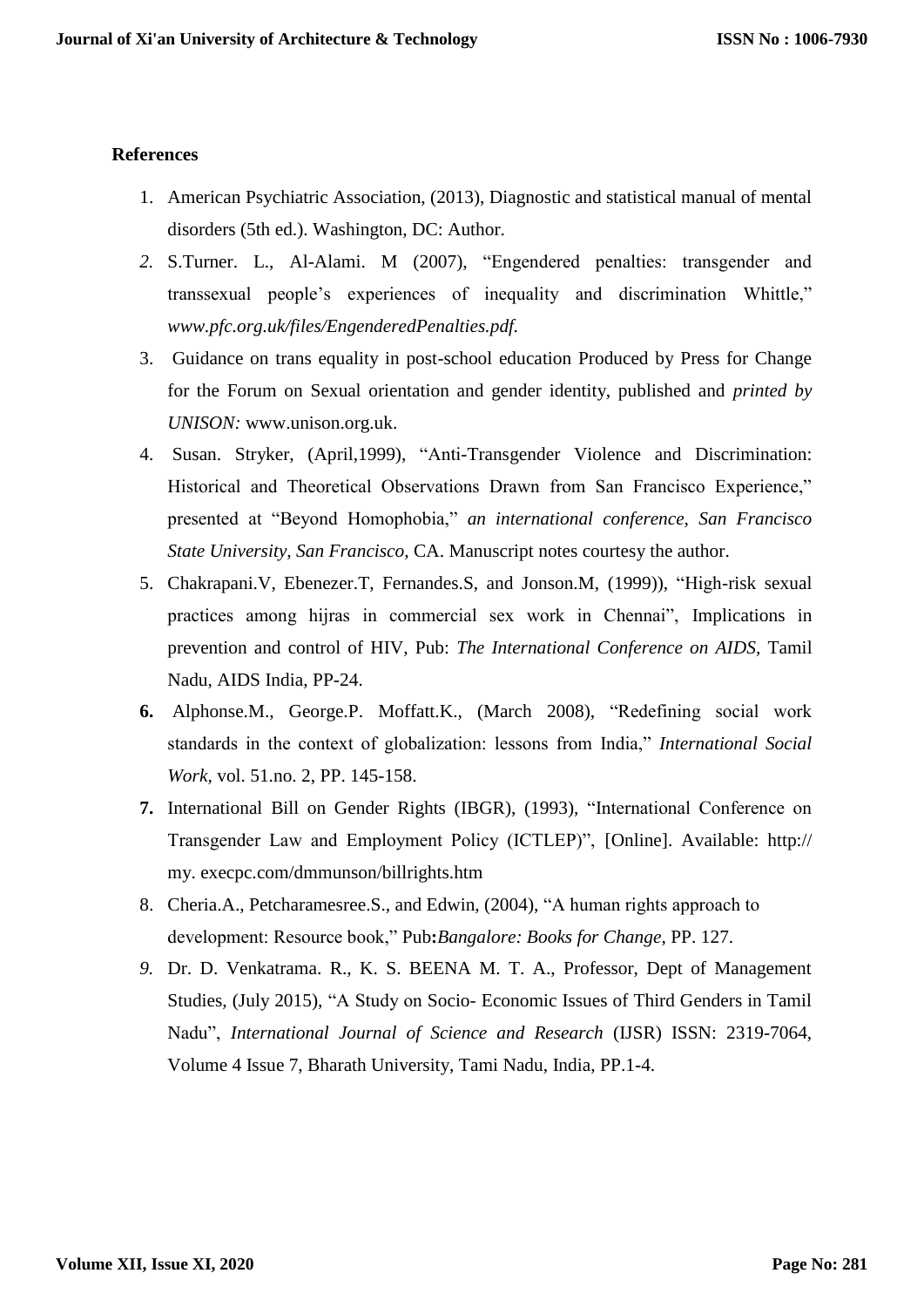**References**

1. American Psychiatric Association, (2013), Diagnostic and statistical manual of mental disorders (5th ed.). Washington, DC: Author.
2. S.Turner. L., Al-Alami. M (2007), "Engendered penalties: transgender and transsexual people's experiences of inequality and discrimination Whittle," *www.pfc.org.uk/files/EngenderedPenalties.pdf.*
3. Guidance on trans equality in post-school education Produced by Press for Change for the Forum on Sexual orientation and gender identity, published and *printed by UNISON:* www.unison.org.uk.
4. Susan. Stryker, (April,1999), "Anti-Transgender Violence and Discrimination: Historical and Theoretical Observations Drawn from San Francisco Experience," presented at "Beyond Homophobia," *an international conference, San Francisco State University, San Francisco,* CA. Manuscript notes courtesy the author.
5. Chakrapani.V, Ebenezer.T, Fernandes.S, and Jonson.M, (1999)), "High-risk sexual practices among hijras in commercial sex work in Chennai", Implications in prevention and control of HIV, Pub: *The International Conference on AIDS,* Tamil Nadu, AIDS India, PP-24.
6. Alphonse.M., George.P. Moffatt.K., (March 2008), "Redefining social work standards in the context of globalization: lessons from India," *International Social Work,* vol. 51.no. 2, PP. 145-158.
7. International Bill on Gender Rights (IBGR), (1993), "International Conference on Transgender Law and Employment Policy (ICTLEP)", [Online]. Available: http:// my. execpc.com/dmmunson/billrights.htm
8. Cheria.A., Petcharamesree.S., and Edwin, (2004), "A human rights approach to development: Resource book," Pub**:***Bangalore: Books for Change*, PP. 127.
9. Dr. D. Venkatrama. R., K. S. BEENA M. T. A., Professor, Dept of Management Studies, (July 2015), "A Study on Socio- Economic Issues of Third Genders in Tamil Nadu", *International Journal of Science and Research* (IJSR) ISSN: 2319-7064, Volume 4 Issue 7, Bharath University, Tami Nadu, India, PP.1-4.